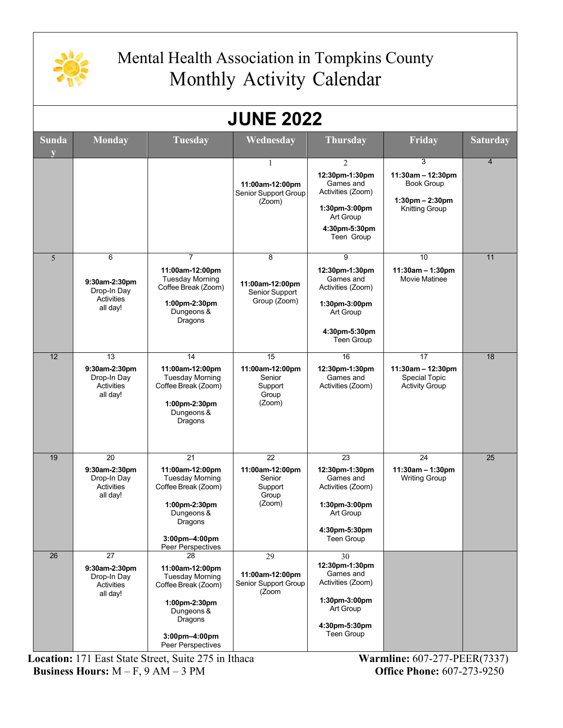# Mental Health Association in Tompkins County

## Monthly Activity Calendar

## JUNE 2022

| Sunday | Monday | Tuesday | Wednesday | Thursday | Friday | Saturday |
|---|---|---|---|---|---|---|
| | | | 1<br>**11:00am-12:00pm**<br>Senior Support Group (Zoom) | 2<br>**12:30pm-1:30pm**<br>Games and Activities (Zoom)<br>**1:30pm-3:00pm**<br>Art Group<br>**4:30pm-5:30pm**<br>Teen Group | 3<br>**11:30am – 12:30pm**<br>Book Group<br>**1:30pm – 2:30pm**<br>Knitting Group | 4 |
| 5 | 6<br>**9:30am-2:30pm**<br>Drop-In Day Activities all day! | 7<br>**11:00am-12:00pm**<br>Tuesday Morning Coffee Break (Zoom)<br>**1:00pm-2:30pm**<br>Dungeons & Dragons | 8<br>**11:00am-12:00pm**<br>Senior Support Group (Zoom) | 9<br>**12:30pm-1:30pm**<br>Games and Activities (Zoom)<br>**1:30pm-3:00pm**<br>Art Group<br>**4:30pm-5:30pm**<br>Teen Group | 10<br>**11:30am – 1:30pm**<br>Movie Matinee | 11 |
| 12 | 13<br>**9:30am-2:30pm**<br>Drop-In Day Activities all day! | 14<br>**11:00am-12:00pm**<br>Tuesday Morning Coffee Break (Zoom)<br>**1:00pm-2:30pm**<br>Dungeons & Dragons | 15<br>**11:00am-12:00pm**<br>Senior Support Group (Zoom) | 16<br>**12:30pm-1:30pm**<br>Games and Activities (Zoom) | 17<br>**11:30am – 12:30pm**<br>Special Topic Activity Group | 18 |
| 19 | 20<br>**9:30am-2:30pm**<br>Drop-In Day Activities all day! | 21<br>**11:00am-12:00pm**<br>Tuesday Morning Coffee Break (Zoom)<br>**1:00pm-2:30pm**<br>Dungeons & Dragons<br>**3:00pm–4:00pm**<br>Peer Perspectives | 22<br>**11:00am-12:00pm**<br>Senior Support Group (Zoom) | 23<br>**12:30pm-1:30pm**<br>Games and Activities (Zoom)<br>**1:30pm-3:00pm**<br>Art Group<br>**4:30pm-5:30pm**<br>Teen Group | 24<br>**11:30am – 1:30pm**<br>Writing Group | 25 |
| 26 | 27<br>**9:30am-2:30pm**<br>Drop-In Day Activities all day! | 28<br>**11:00am-12:00pm**<br>Tuesday Morning Coffee Break (Zoom)<br>**1:00pm-2:30pm**<br>Dungeons & Dragons<br>**3:00pm–4:00pm**<br>Peer Perspectives | 29<br>**11:00am-12:00pm**<br>Senior Support Group (Zoom | 30<br>**12:30pm-1:30pm**<br>Games and Activities (Zoom)<br>**1:30pm-3:00pm**<br>Art Group<br>**4:30pm-5:30pm**<br>Teen Group | | |

**Location:** 171 East State Street, Suite 275 in Ithaca
**Business Hours:** M – F, 9 AM – 3 PM

**Warmline:** 607-277-PEER(7337)
**Office Phone:** 607-273-9250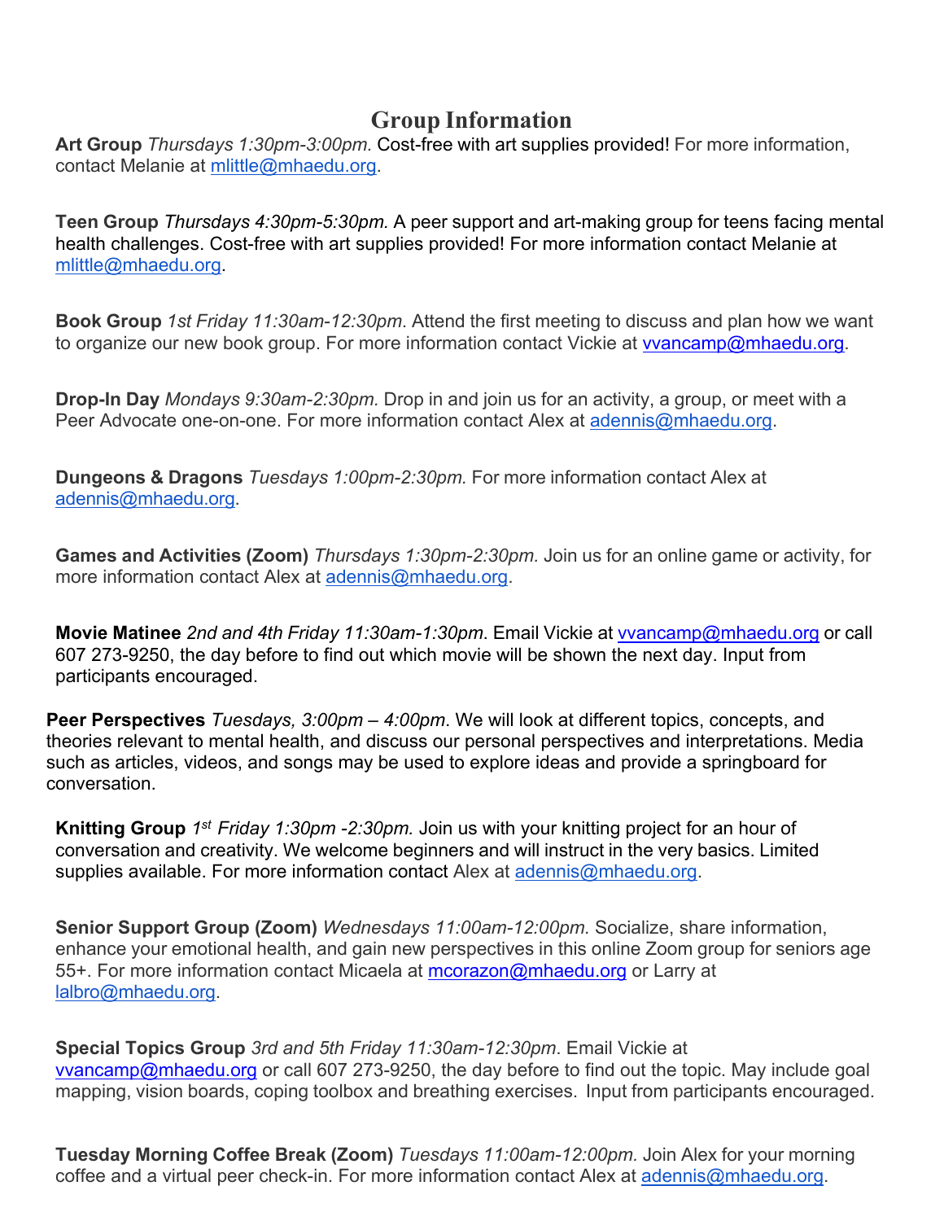# Group Information

**Art Group** *Thursdays 1:30pm-3:00pm.* Cost-free with art supplies provided! For more information, contact Melanie at mlittle@mhaedu.org.

**Teen Group** *Thursdays 4:30pm-5:30pm.* A peer support and art-making group for teens facing mental health challenges. Cost-free with art supplies provided! For more information contact Melanie at mlittle@mhaedu.org.

**Book Group** *1st Friday 11:30am-12:30pm*. Attend the first meeting to discuss and plan how we want to organize our new book group. For more information contact Vickie at vvancamp@mhaedu.org.

**Drop-In Day** *Mondays 9:30am-2:30pm.* Drop in and join us for an activity, a group, or meet with a Peer Advocate one-on-one. For more information contact Alex at adennis@mhaedu.org.

**Dungeons & Dragons** *Tuesdays 1:00pm-2:30pm.* For more information contact Alex at adennis@mhaedu.org.

**Games and Activities (Zoom)** *Thursdays 1:30pm-2:30pm.* Join us for an online game or activity, for more information contact Alex at adennis@mhaedu.org.

**Movie Matinee** *2nd and 4th Friday 11:30am-1:30pm*. Email Vickie at vvancamp@mhaedu.org or call 607 273-9250, the day before to find out which movie will be shown the next day. Input from participants encouraged.

**Peer Perspectives** *Tuesdays, 3:00pm – 4:00pm*. We will look at different topics, concepts, and theories relevant to mental health, and discuss our personal perspectives and interpretations. Media such as articles, videos, and songs may be used to explore ideas and provide a springboard for conversation.

**Knitting Group** *1st Friday 1:30pm -2:30pm.* Join us with your knitting project for an hour of conversation and creativity. We welcome beginners and will instruct in the very basics. Limited supplies available. For more information contact Alex at adennis@mhaedu.org.

**Senior Support Group (Zoom)** *Wednesdays 11:00am-12:00pm.* Socialize, share information, enhance your emotional health, and gain new perspectives in this online Zoom group for seniors age 55+. For more information contact Micaela at mcorazon@mhaedu.org or Larry at lalbro@mhaedu.org.

**Special Topics Group** *3rd and 5th Friday 11:30am-12:30pm*. Email Vickie at vvancamp@mhaedu.org or call 607 273-9250, the day before to find out the topic. May include goal mapping, vision boards, coping toolbox and breathing exercises. Input from participants encouraged.

**Tuesday Morning Coffee Break (Zoom)** *Tuesdays 11:00am-12:00pm.* Join Alex for your morning coffee and a virtual peer check-in. For more information contact Alex at adennis@mhaedu.org.